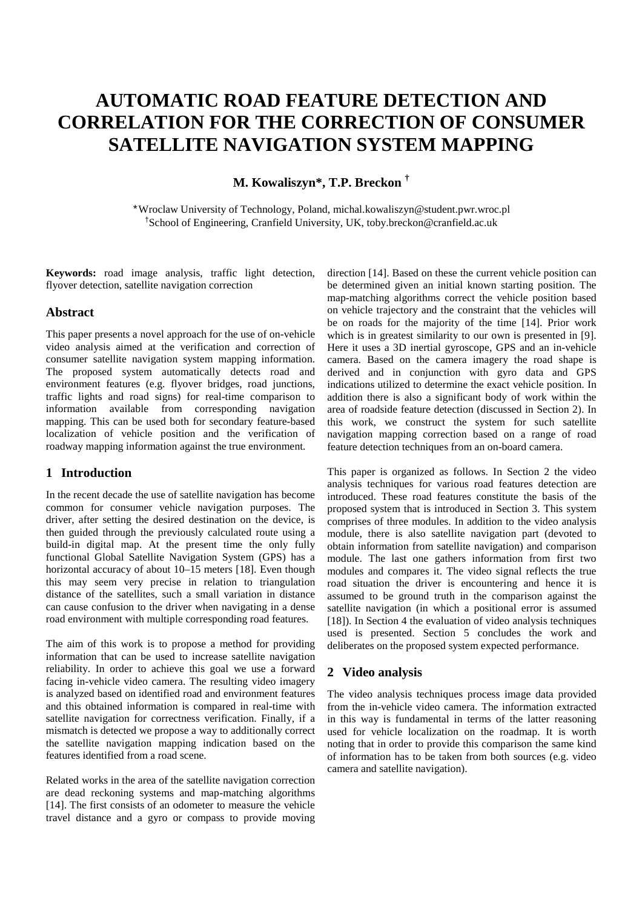# AUTOMATIC ROAD FEATURE DETECTION AND CORRELATION FOR THE CORRECTION OF CONSUMER SATELLITE NAVIGATION SYSTEM MAPPING

**M. Kowaliszyn*, T.P. Breckon †**

*Wroclaw University of Technology, Poland, michal.kowaliszyn@student.pwr.wroc.pl
†School of Engineering, Cranfield University, UK, toby.breckon@cranfield.ac.uk

**Keywords:** road image analysis, traffic light detection, flyover detection, satellite navigation correction

## Abstract

This paper presents a novel approach for the use of on-vehicle video analysis aimed at the verification and correction of consumer satellite navigation system mapping information. The proposed system automatically detects road and environment features (e.g. flyover bridges, road junctions, traffic lights and road signs) for real-time comparison to information available from corresponding navigation mapping. This can be used both for secondary feature-based localization of vehicle position and the verification of roadway mapping information against the true environment.

## 1 Introduction

In the recent decade the use of satellite navigation has become common for consumer vehicle navigation purposes. The driver, after setting the desired destination on the device, is then guided through the previously calculated route using a build-in digital map. At the present time the only fully functional Global Satellite Navigation System (GPS) has a horizontal accuracy of about 10–15 meters [18]. Even though this may seem very precise in relation to triangulation distance of the satellites, such a small variation in distance can cause confusion to the driver when navigating in a dense road environment with multiple corresponding road features.

The aim of this work is to propose a method for providing information that can be used to increase satellite navigation reliability. In order to achieve this goal we use a forward facing in-vehicle video camera. The resulting video imagery is analyzed based on identified road and environment features and this obtained information is compared in real-time with satellite navigation for correctness verification. Finally, if a mismatch is detected we propose a way to additionally correct the satellite navigation mapping indication based on the features identified from a road scene.

Related works in the area of the satellite navigation correction are dead reckoning systems and map-matching algorithms [14]. The first consists of an odometer to measure the vehicle travel distance and a gyro or compass to provide moving direction [14]. Based on these the current vehicle position can be determined given an initial known starting position. The map-matching algorithms correct the vehicle position based on vehicle trajectory and the constraint that the vehicles will be on roads for the majority of the time [14]. Prior work which is in greatest similarity to our own is presented in [9]. Here it uses a 3D inertial gyroscope, GPS and an in-vehicle camera. Based on the camera imagery the road shape is derived and in conjunction with gyro data and GPS indications utilized to determine the exact vehicle position. In addition there is also a significant body of work within the area of roadside feature detection (discussed in Section 2). In this work, we construct the system for such satellite navigation mapping correction based on a range of road feature detection techniques from an on-board camera.

This paper is organized as follows. In Section 2 the video analysis techniques for various road features detection are introduced. These road features constitute the basis of the proposed system that is introduced in Section 3. This system comprises of three modules. In addition to the video analysis module, there is also satellite navigation part (devoted to obtain information from satellite navigation) and comparison module. The last one gathers information from first two modules and compares it. The video signal reflects the true road situation the driver is encountering and hence it is assumed to be ground truth in the comparison against the satellite navigation (in which a positional error is assumed [18]). In Section 4 the evaluation of video analysis techniques used is presented. Section 5 concludes the work and deliberates on the proposed system expected performance.

## 2 Video analysis

The video analysis techniques process image data provided from the in-vehicle video camera. The information extracted in this way is fundamental in terms of the latter reasoning used for vehicle localization on the roadmap. It is worth noting that in order to provide this comparison the same kind of information has to be taken from both sources (e.g. video camera and satellite navigation).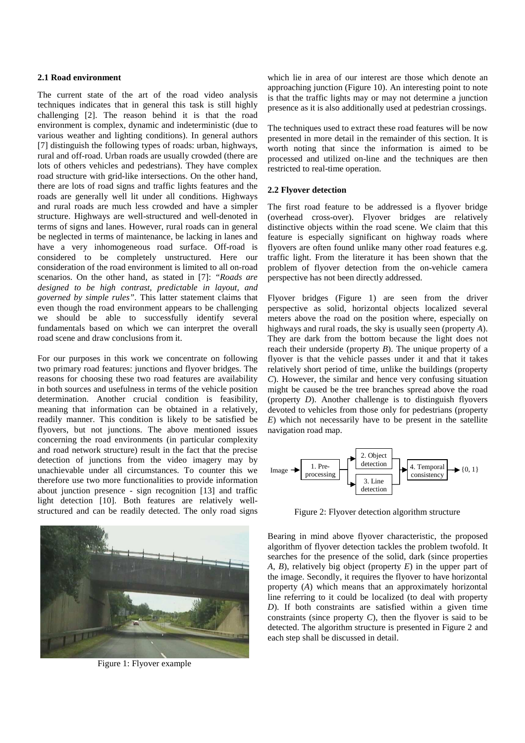### 2.1 Road environment

The current state of the art of the road video analysis techniques indicates that in general this task is still highly challenging [2]. The reason behind it is that the road environment is complex, dynamic and indeterministic (due to various weather and lighting conditions). In general authors [7] distinguish the following types of roads: urban, highways, rural and off-road. Urban roads are usually crowded (there are lots of others vehicles and pedestrians). They have complex road structure with grid-like intersections. On the other hand, there are lots of road signs and traffic lights features and the roads are generally well lit under all conditions. Highways and rural roads are much less crowded and have a simpler structure. Highways are well-structured and well-denoted in terms of signs and lanes. However, rural roads can in general be neglected in terms of maintenance, be lacking in lanes and have a very inhomogeneous road surface. Off-road is considered to be completely unstructured. Here our consideration of the road environment is limited to all on-road scenarios. On the other hand, as stated in [7]: *"Roads are designed to be high contrast, predictable in layout, and governed by simple rules"*. This latter statement claims that even though the road environment appears to be challenging we should be able to successfully identify several fundamentals based on which we can interpret the overall road scene and draw conclusions from it.

For our purposes in this work we concentrate on following two primary road features: junctions and flyover bridges. The reasons for choosing these two road features are availability in both sources and usefulness in terms of the vehicle position determination. Another crucial condition is feasibility, meaning that information can be obtained in a relatively, readily manner. This condition is likely to be satisfied be flyovers, but not junctions. The above mentioned issues concerning the road environments (in particular complexity and road network structure) result in the fact that the precise detection of junctions from the video imagery may by unachievable under all circumstances. To counter this we therefore use two more functionalities to provide information about junction presence - sign recognition [13] and traffic light detection [10]. Both features are relatively well-structured and can be readily detected. The only road signs which lie in area of our interest are those which denote an approaching junction (Figure 10). An interesting point to note is that the traffic lights may or may not determine a junction presence as it is also additionally used at pedestrian crossings.

Figure 1: Flyover example

The techniques used to extract these road features will be now presented in more detail in the remainder of this section. It is worth noting that since the information is aimed to be processed and utilized on-line and the techniques are then restricted to real-time operation.

### 2.2 Flyover detection

The first road feature to be addressed is a flyover bridge (overhead cross-over). Flyover bridges are relatively distinctive objects within the road scene. We claim that this feature is especially significant on highway roads where flyovers are often found unlike many other road features e.g. traffic light. From the literature it has been shown that the problem of flyover detection from the on-vehicle camera perspective has not been directly addressed.

Flyover bridges (Figure 1) are seen from the driver perspective as solid, horizontal objects localized several meters above the road on the position where, especially on highways and rural roads, the sky is usually seen (property *A*). They are dark from the bottom because the light does not reach their underside (property *B*). The unique property of a flyover is that the vehicle passes under it and that it takes relatively short period of time, unlike the buildings (property *C*). However, the similar and hence very confusing situation might be caused be the tree branches spread above the road (property *D*). Another challenge is to distinguish flyovers devoted to vehicles from those only for pedestrians (property *E*) which not necessarily have to be present in the satellite navigation road map.

Image → 1. Pre-processing → 2. Object detection / 3. Line detection → 4. Temporal consistency → {0, 1}

Figure 2: Flyover detection algorithm structure

Bearing in mind above flyover characteristic, the proposed algorithm of flyover detection tackles the problem twofold. It searches for the presence of the solid, dark (since properties *A*, *B*), relatively big object (property *E*) in the upper part of the image. Secondly, it requires the flyover to have horizontal property (*A*) which means that an approximately horizontal line referring to it could be localized (to deal with property *D*). If both constraints are satisfied within a given time constraints (since property *C*), then the flyover is said to be detected. The algorithm structure is presented in Figure 2 and each step shall be discussed in detail.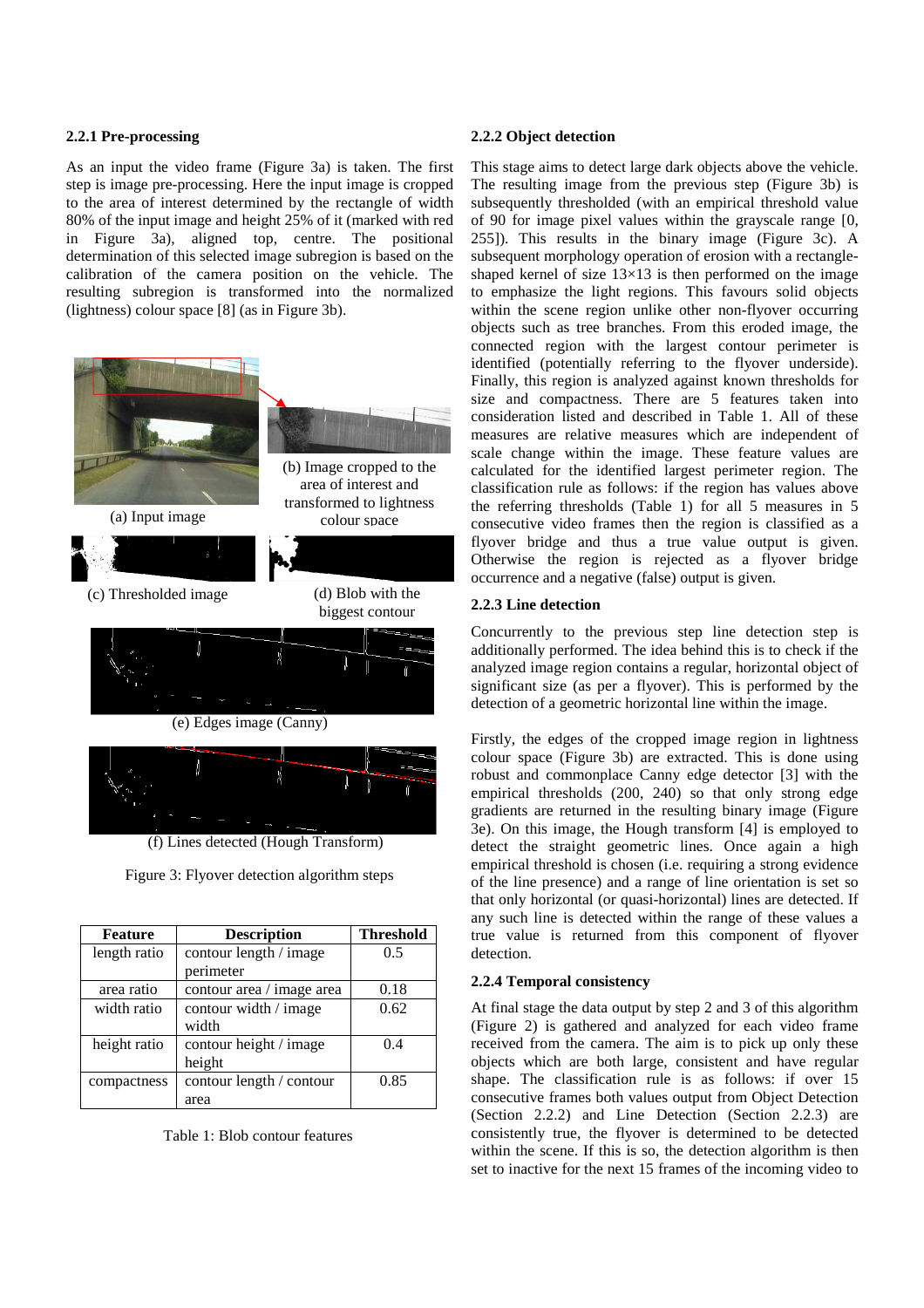### 2.2.1 Pre-processing

As an input the video frame (Figure 3a) is taken. The first step is image pre-processing. Here the input image is cropped to the area of interest determined by the rectangle of width 80% of the input image and height 25% of it (marked with red in Figure 3a), aligned top, centre. The positional determination of this selected image subregion is based on the calibration of the camera position on the vehicle. The resulting subregion is transformed into the normalized (lightness) colour space [8] (as in Figure 3b).

(a) Input image

(b) Image cropped to the area of interest and transformed to lightness colour space

(c) Thresholded image

(d) Blob with the biggest contour

(e) Edges image (Canny)

(f) Lines detected (Hough Transform)

Figure 3: Flyover detection algorithm steps

| Feature | Description | Threshold |
|---|---|---|
| length ratio | contour length / image perimeter | 0.5 |
| area ratio | contour area / image area | 0.18 |
| width ratio | contour width / image width | 0.62 |
| height ratio | contour height / image height | 0.4 |
| compactness | contour length / contour area | 0.85 |

Table 1: Blob contour features

### 2.2.2 Object detection

This stage aims to detect large dark objects above the vehicle. The resulting image from the previous step (Figure 3b) is subsequently thresholded (with an empirical threshold value of 90 for image pixel values within the grayscale range [0, 255]). This results in the binary image (Figure 3c). A subsequent morphology operation of erosion with a rectangle-shaped kernel of size 13×13 is then performed on the image to emphasize the light regions. This favours solid objects within the scene region unlike other non-flyover occurring objects such as tree branches. From this eroded image, the connected region with the largest contour perimeter is identified (potentially referring to the flyover underside). Finally, this region is analyzed against known thresholds for size and compactness. There are 5 features taken into consideration listed and described in Table 1. All of these measures are relative measures which are independent of scale change within the image. These feature values are calculated for the identified largest perimeter region. The classification rule as follows: if the region has values above the referring thresholds (Table 1) for all 5 measures in 5 consecutive video frames then the region is classified as a flyover bridge and thus a true value output is given. Otherwise the region is rejected as a flyover bridge occurrence and a negative (false) output is given.

### 2.2.3 Line detection

Concurrently to the previous step line detection step is additionally performed. The idea behind this is to check if the analyzed image region contains a regular, horizontal object of significant size (as per a flyover). This is performed by the detection of a geometric horizontal line within the image.

Firstly, the edges of the cropped image region in lightness colour space (Figure 3b) are extracted. This is done using robust and commonplace Canny edge detector [3] with the empirical thresholds (200, 240) so that only strong edge gradients are returned in the resulting binary image (Figure 3e). On this image, the Hough transform [4] is employed to detect the straight geometric lines. Once again a high empirical threshold is chosen (i.e. requiring a strong evidence of the line presence) and a range of line orientation is set so that only horizontal (or quasi-horizontal) lines are detected. If any such line is detected within the range of these values a true value is returned from this component of flyover detection.

### 2.2.4 Temporal consistency

At final stage the data output by step 2 and 3 of this algorithm (Figure 2) is gathered and analyzed for each video frame received from the camera. The aim is to pick up only these objects which are both large, consistent and have regular shape. The classification rule is as follows: if over 15 consecutive frames both values output from Object Detection (Section 2.2.2) and Line Detection (Section 2.2.3) are consistently true, the flyover is determined to be detected within the scene. If this is so, the detection algorithm is then set to inactive for the next 15 frames of the incoming video to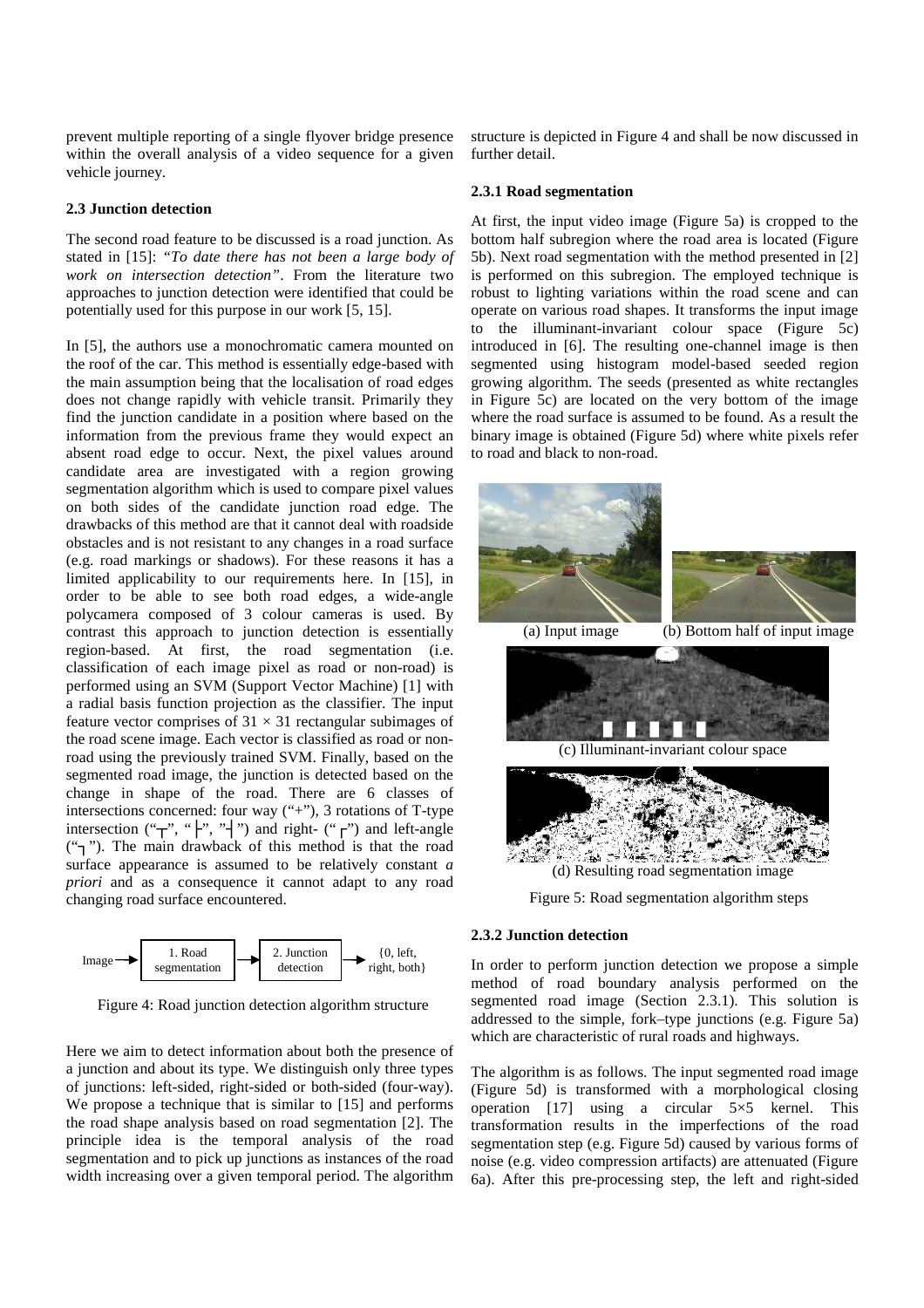prevent multiple reporting of a single flyover bridge presence within the overall analysis of a video sequence for a given vehicle journey.

### 2.3 Junction detection

The second road feature to be discussed is a road junction. As stated in [15]: *"To date there has not been a large body of work on intersection detection"*. From the literature two approaches to junction detection were identified that could be potentially used for this purpose in our work [5, 15].

In [5], the authors use a monochromatic camera mounted on the roof of the car. This method is essentially edge-based with the main assumption being that the localisation of road edges does not change rapidly with vehicle transit. Primarily they find the junction candidate in a position where based on the information from the previous frame they would expect an absent road edge to occur. Next, the pixel values around candidate area are investigated with a region growing segmentation algorithm which is used to compare pixel values on both sides of the candidate junction road edge. The drawbacks of this method are that it cannot deal with roadside obstacles and is not resistant to any changes in a road surface (e.g. road markings or shadows). For these reasons it has a limited applicability to our requirements here. In [15], in order to be able to see both road edges, a wide-angle polycamera composed of 3 colour cameras is used. By contrast this approach to junction detection is essentially region-based. At first, the road segmentation (i.e. classification of each image pixel as road or non-road) is performed using an SVM (Support Vector Machine) [1] with a radial basis function projection as the classifier. The input feature vector comprises of $31 \times 31$ rectangular subimages of the road scene image. Each vector is classified as road or non-road using the previously trained SVM. Finally, based on the segmented road image, the junction is detected based on the change in shape of the road. There are 6 classes of intersections concerned: four way ("+"), 3 rotations of T-type intersection ("┬", "├", "┤") and right- ("┌") and left-angle ("┐"). The main drawback of this method is that the road surface appearance is assumed to be relatively constant *a priori* and as a consequence it cannot adapt to any road changing road surface encountered.

Image → 1. Road segmentation → 2. Junction detection → {0, left, right, both}

Figure 4: Road junction detection algorithm structure

Here we aim to detect information about both the presence of a junction and about its type. We distinguish only three types of junctions: left-sided, right-sided or both-sided (four-way). We propose a technique that is similar to [15] and performs the road shape analysis based on road segmentation [2]. The principle idea is the temporal analysis of the road segmentation and to pick up junctions as instances of the road width increasing over a given temporal period. The algorithm structure is depicted in Figure 4 and shall be now discussed in further detail.

#### 2.3.1 Road segmentation

At first, the input video image (Figure 5a) is cropped to the bottom half subregion where the road area is located (Figure 5b). Next road segmentation with the method presented in [2] is performed on this subregion. The employed technique is robust to lighting variations within the road scene and can operate on various road shapes. It transforms the input image to the illuminant-invariant colour space (Figure 5c) introduced in [6]. The resulting one-channel image is then segmented using histogram model-based seeded region growing algorithm. The seeds (presented as white rectangles in Figure 5c) are located on the very bottom of the image where the road surface is assumed to be found. As a result the binary image is obtained (Figure 5d) where white pixels refer to road and black to non-road.

(a) Input image (b) Bottom half of input image

(c) Illuminant-invariant colour space

(d) Resulting road segmentation image

Figure 5: Road segmentation algorithm steps

#### 2.3.2 Junction detection

In order to perform junction detection we propose a simple method of road boundary analysis performed on the segmented road image (Section 2.3.1). This solution is addressed to the simple, fork–type junctions (e.g. Figure 5a) which are characteristic of rural roads and highways.

The algorithm is as follows. The input segmented road image (Figure 5d) is transformed with a morphological closing operation [17] using a circular $5\times5$ kernel. This transformation results in the imperfections of the road segmentation step (e.g. Figure 5d) caused by various forms of noise (e.g. video compression artifacts) are attenuated (Figure 6a). After this pre-processing step, the left and right-sided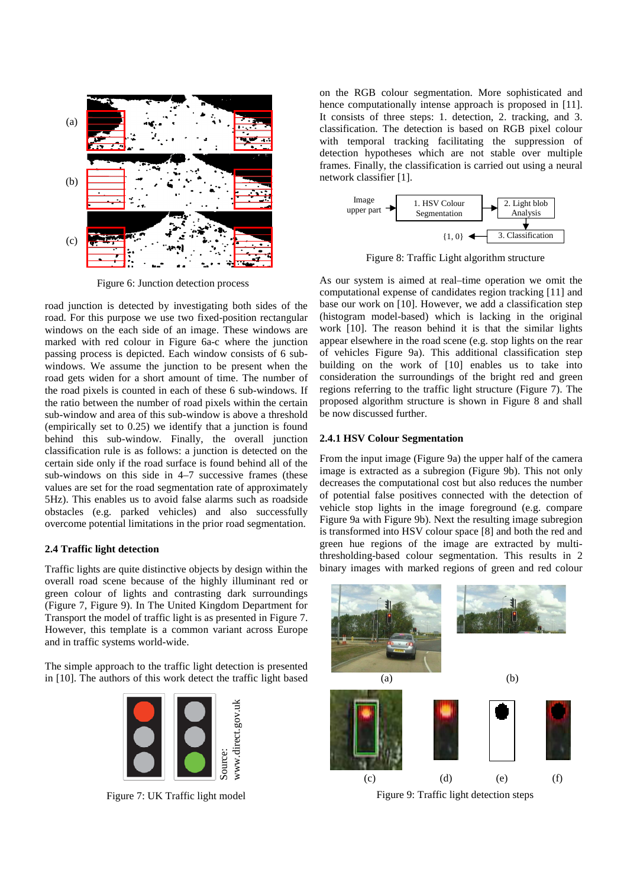Figure 6: Junction detection process

road junction is detected by investigating both sides of the road. For this purpose we use two fixed-position rectangular windows on the each side of an image. These windows are marked with red colour in Figure 6a-c where the junction passing process is depicted. Each window consists of 6 sub-windows. We assume the junction to be present when the road gets widen for a short amount of time. The number of the road pixels is counted in each of these 6 sub-windows. If the ratio between the number of road pixels within the certain sub-window and area of this sub-window is above a threshold (empirically set to 0.25) we identify that a junction is found behind this sub-window. Finally, the overall junction classification rule is as follows: a junction is detected on the certain side only if the road surface is found behind all of the sub-windows on this side in 4–7 successive frames (these values are set for the road segmentation rate of approximately 5Hz). This enables us to avoid false alarms such as roadside obstacles (e.g. parked vehicles) and also successfully overcome potential limitations in the prior road segmentation.

### 2.4 Traffic light detection

Traffic lights are quite distinctive objects by design within the overall road scene because of the highly illuminant red or green colour of lights and contrasting dark surroundings (Figure 7, Figure 9). In The United Kingdom Department for Transport the model of traffic light is as presented in Figure 7. However, this template is a common variant across Europe and in traffic systems world-wide.

The simple approach to the traffic light detection is presented in [10]. The authors of this work detect the traffic light based on the RGB colour segmentation. More sophisticated and hence computationally intense approach is proposed in [11]. It consists of three steps: 1. detection, 2. tracking, and 3. classification. The detection is based on RGB pixel colour with temporal tracking facilitating the suppression of detection hypotheses which are not stable over multiple frames. Finally, the classification is carried out using a neural network classifier [1].

Figure 7: UK Traffic light model

Figure 8: Traffic Light algorithm structure

As our system is aimed at real–time operation we omit the computational expense of candidates region tracking [11] and base our work on [10]. However, we add a classification step (histogram model-based) which is lacking in the original work [10]. The reason behind it is that the similar lights appear elsewhere in the road scene (e.g. stop lights on the rear of vehicles Figure 9a). This additional classification step building on the work of [10] enables us to take into consideration the surroundings of the bright red and green regions referring to the traffic light structure (Figure 7). The proposed algorithm structure is shown in Figure 8 and shall be now discussed further.

#### 2.4.1 HSV Colour Segmentation

From the input image (Figure 9a) the upper half of the camera image is extracted as a subregion (Figure 9b). This not only decreases the computational cost but also reduces the number of potential false positives connected with the detection of vehicle stop lights in the image foreground (e.g. compare Figure 9a with Figure 9b). Next the resulting image subregion is transformed into HSV colour space [8] and both the red and green hue regions of the image are extracted by multi-thresholding-based colour segmentation. This results in 2 binary images with marked regions of green and red colour

Figure 9: Traffic light detection steps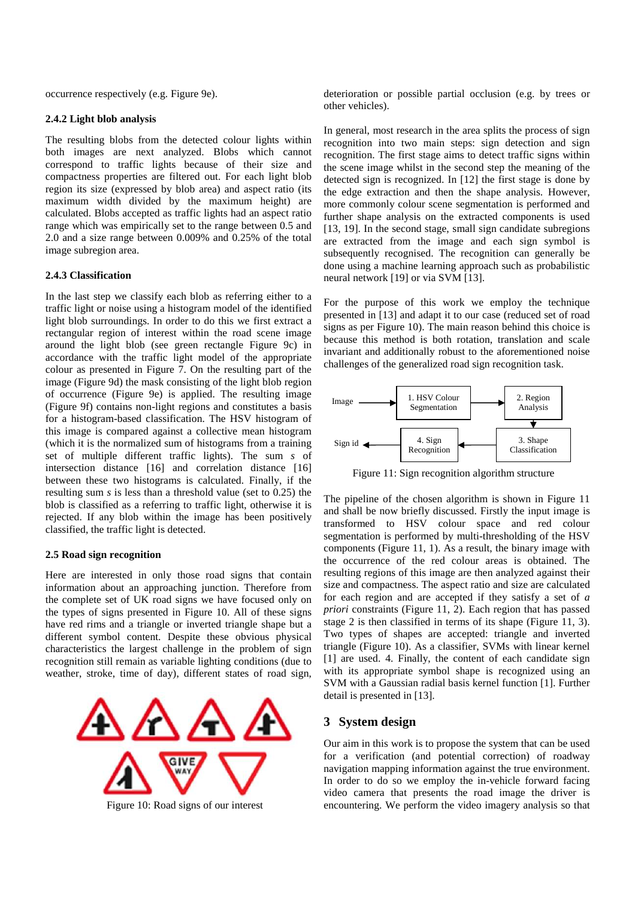occurrence respectively (e.g. Figure 9e).

### 2.4.2 Light blob analysis

The resulting blobs from the detected colour lights within both images are next analyzed. Blobs which cannot correspond to traffic lights because of their size and compactness properties are filtered out. For each light blob region its size (expressed by blob area) and aspect ratio (its maximum width divided by the maximum height) are calculated. Blobs accepted as traffic lights had an aspect ratio range which was empirically set to the range between 0.5 and 2.0 and a size range between 0.009% and 0.25% of the total image subregion area.

### 2.4.3 Classification

In the last step we classify each blob as referring either to a traffic light or noise using a histogram model of the identified light blob surroundings. In order to do this we first extract a rectangular region of interest within the road scene image around the light blob (see green rectangle Figure 9c) in accordance with the traffic light model of the appropriate colour as presented in Figure 7. On the resulting part of the image (Figure 9d) the mask consisting of the light blob region of occurrence (Figure 9e) is applied. The resulting image (Figure 9f) contains non-light regions and constitutes a basis for a histogram-based classification. The HSV histogram of this image is compared against a collective mean histogram (which it is the normalized sum of histograms from a training set of multiple different traffic lights). The sum *s* of intersection distance [16] and correlation distance [16] between these two histograms is calculated. Finally, if the resulting sum *s* is less than a threshold value (set to 0.25) the blob is classified as a referring to traffic light, otherwise it is rejected. If any blob within the image has been positively classified, the traffic light is detected.

### 2.5 Road sign recognition

Here are interested in only those road signs that contain information about an approaching junction. Therefore from the complete set of UK road signs we have focused only on the types of signs presented in Figure 10. All of these signs have red rims and a triangle or inverted triangle shape but a different symbol content. Despite these obvious physical characteristics the largest challenge in the problem of sign recognition still remain as variable lighting conditions (due to weather, stroke, time of day), different states of road sign, deterioration or possible partial occlusion (e.g. by trees or other vehicles).

Figure 10: Road signs of our interest

In general, most research in the area splits the process of sign recognition into two main steps: sign detection and sign recognition. The first stage aims to detect traffic signs within the scene image whilst in the second step the meaning of the detected sign is recognized. In [12] the first stage is done by the edge extraction and then the shape analysis. However, more commonly colour scene segmentation is performed and further shape analysis on the extracted components is used [13, 19]. In the second stage, small sign candidate subregions are extracted from the image and each sign symbol is subsequently recognised. The recognition can generally be done using a machine learning approach such as probabilistic neural network [19] or via SVM [13].

For the purpose of this work we employ the technique presented in [13] and adapt it to our case (reduced set of road signs as per Figure 10). The main reason behind this choice is because this method is both rotation, translation and scale invariant and additionally robust to the aforementioned noise challenges of the generalized road sign recognition task.

Figure 11: Sign recognition algorithm structure

The pipeline of the chosen algorithm is shown in Figure 11 and shall be now briefly discussed. Firstly the input image is transformed to HSV colour space and red colour segmentation is performed by multi-thresholding of the HSV components (Figure 11, 1). As a result, the binary image with the occurrence of the red colour areas is obtained. The resulting regions of this image are then analyzed against their size and compactness. The aspect ratio and size are calculated for each region and are accepted if they satisfy a set of *a priori* constraints (Figure 11, 2). Each region that has passed stage 2 is then classified in terms of its shape (Figure 11, 3). Two types of shapes are accepted: triangle and inverted triangle (Figure 10). As a classifier, SVMs with linear kernel [1] are used. 4. Finally, the content of each candidate sign with its appropriate symbol shape is recognized using an SVM with a Gaussian radial basis kernel function [1]. Further detail is presented in [13].

## 3 System design

Our aim in this work is to propose the system that can be used for a verification (and potential correction) of roadway navigation mapping information against the true environment. In order to do so we employ the in-vehicle forward facing video camera that presents the road image the driver is encountering. We perform the video imagery analysis so that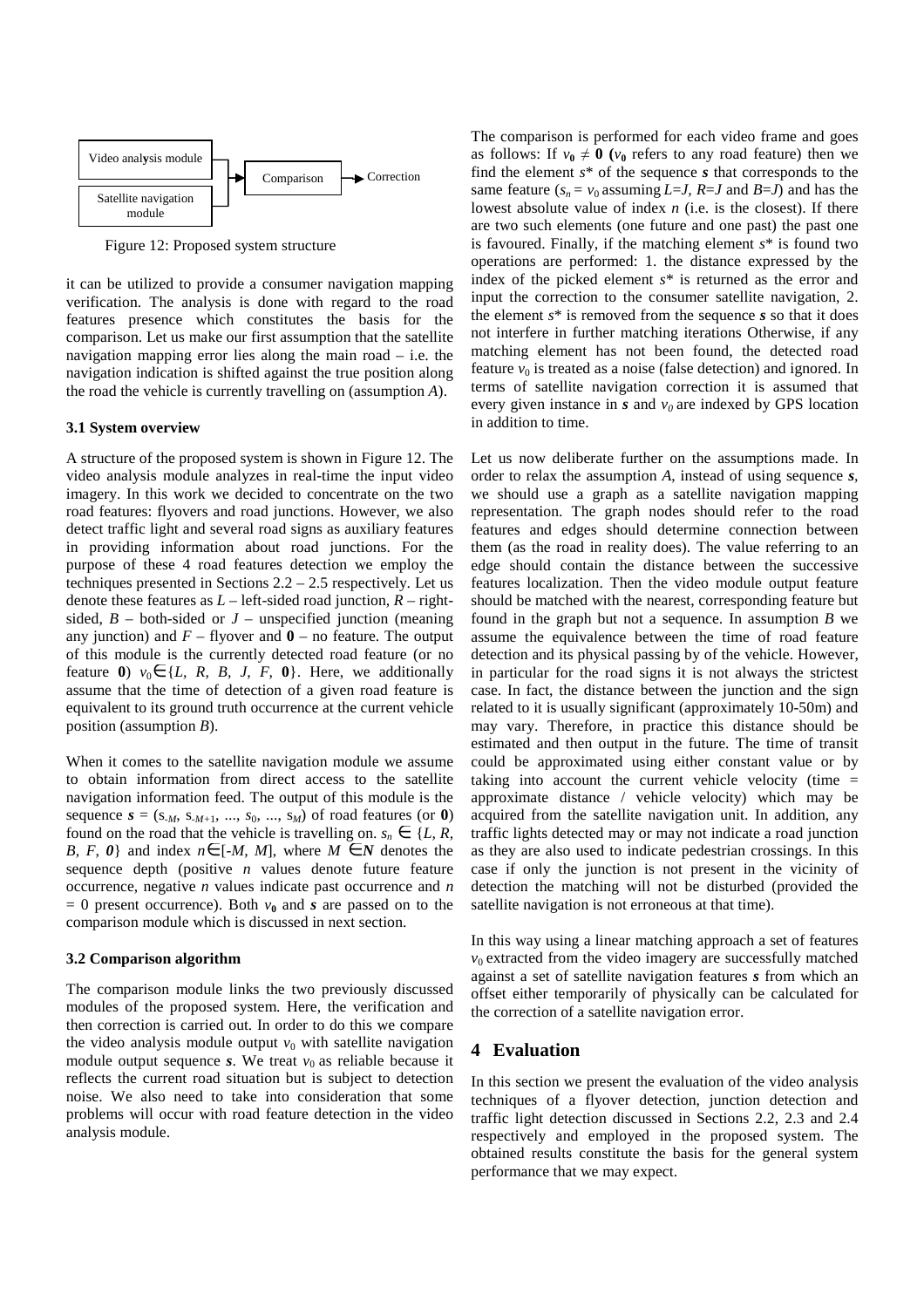Video analysis module → Comparison → Correction

Satellite navigation module → Comparison

Figure 12: Proposed system structure

it can be utilized to provide a consumer navigation mapping verification. The analysis is done with regard to the road features presence which constitutes the basis for the comparison. Let us make our first assumption that the satellite navigation mapping error lies along the main road – i.e. the navigation indication is shifted against the true position along the road the vehicle is currently travelling on (assumption *A*).

### 3.1 System overview

A structure of the proposed system is shown in Figure 12. The video analysis module analyzes in real-time the input video imagery. In this work we decided to concentrate on the two road features: flyovers and road junctions. However, we also detect traffic light and several road signs as auxiliary features in providing information about road junctions. For the purpose of these 4 road features detection we employ the techniques presented in Sections 2.2 – 2.5 respectively. Let us denote these features as *L* – left-sided road junction, *R* – right-sided, *B* – both-sided or *J* – unspecified junction (meaning any junction) and *F* – flyover and **0** – no feature. The output of this module is the currently detected road feature (or no feature **0**) $v_0 \in \{L, R, B, J, F, \mathbf{0}\}$. Here, we additionally assume that the time of detection of a given road feature is equivalent to its ground truth occurrence at the current vehicle position (assumption *B*).

When it comes to the satellite navigation module we assume to obtain information from direct access to the satellite navigation information feed. The output of this module is the sequence $\boldsymbol{s} = (s_{-M}, s_{-M+1}, ..., s_0, ..., s_M)$ of road features (or **0**) found on the road that the vehicle is travelling on. $s_n \in \{L, R, B, F, \mathbf{0}\}$ and index $n \in [-M, M]$, where $M \in \boldsymbol{N}$ denotes the sequence depth (positive $n$ values denote future feature occurrence, negative $n$ values indicate past occurrence and $n = 0$ present occurrence). Both $\boldsymbol{v_0}$ and $\boldsymbol{s}$ are passed on to the comparison module which is discussed in next section.

### 3.2 Comparison algorithm

The comparison module links the two previously discussed modules of the proposed system. Here, the verification and then correction is carried out. In order to do this we compare the video analysis module output $v_0$ with satellite navigation module output sequence $\boldsymbol{s}$. We treat $v_0$ as reliable because it reflects the current road situation but is subject to detection noise. We also need to take into consideration that some problems will occur with road feature detection in the video analysis module.

The comparison is performed for each video frame and goes as follows: If $\boldsymbol{v_0} \neq \mathbf{0}$ ($\boldsymbol{v_0}$ refers to any road feature) then we find the element $s^*$ of the sequence $\boldsymbol{s}$ that corresponds to the same feature ($s_n = v_0$ assuming $L=J$, $R=J$ and $B=J$) and has the lowest absolute value of index $n$ (i.e. is the closest). If there are two such elements (one future and one past) the past one is favoured. Finally, if the matching element $s^*$ is found two operations are performed: 1. the distance expressed by the index of the picked element $s^*$ is returned as the error and input the correction to the consumer satellite navigation, 2. the element $s^*$ is removed from the sequence $\boldsymbol{s}$ so that it does not interfere in further matching iterations Otherwise, if any matching element has not been found, the detected road feature $v_0$ is treated as a noise (false detection) and ignored. In terms of satellite navigation correction it is assumed that every given instance in $\boldsymbol{s}$ and $v_0$ are indexed by GPS location in addition to time.

Let us now deliberate further on the assumptions made. In order to relax the assumption *A*, instead of using sequence $\boldsymbol{s}$, we should use a graph as a satellite navigation mapping representation. The graph nodes should refer to the road features and edges should determine connection between them (as the road in reality does). The value referring to an edge should contain the distance between the successive features localization. Then the video module output feature should be matched with the nearest, corresponding feature but found in the graph but not a sequence. In assumption *B* we assume the equivalence between the time of road feature detection and its physical passing by of the vehicle. However, in particular for the road signs it is not always the strictest case. In fact, the distance between the junction and the sign related to it is usually significant (approximately 10-50m) and may vary. Therefore, in practice this distance should be estimated and then output in the future. The time of transit could be approximated using either constant value or by taking into account the current vehicle velocity (time = approximate distance / vehicle velocity) which may be acquired from the satellite navigation unit. In addition, any traffic lights detected may or may not indicate a road junction as they are also used to indicate pedestrian crossings. In this case if only the junction is not present in the vicinity of detection the matching will not be disturbed (provided the satellite navigation is not erroneous at that time).

In this way using a linear matching approach a set of features $v_0$ extracted from the video imagery are successfully matched against a set of satellite navigation features $\boldsymbol{s}$ from which an offset either temporarily of physically can be calculated for the correction of a satellite navigation error.

## 4 Evaluation

In this section we present the evaluation of the video analysis techniques of a flyover detection, junction detection and traffic light detection discussed in Sections 2.2, 2.3 and 2.4 respectively and employed in the proposed system. The obtained results constitute the basis for the general system performance that we may expect.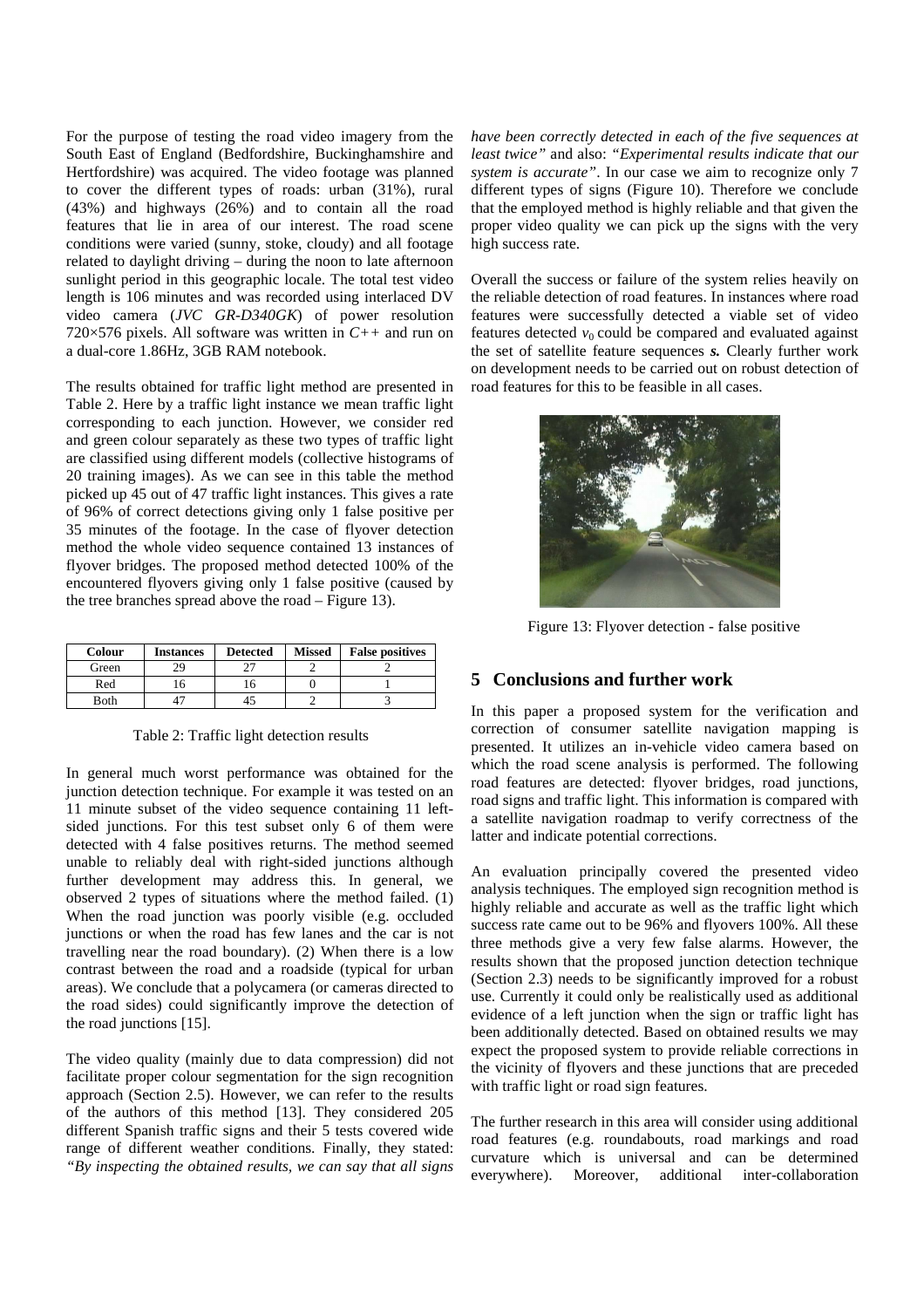For the purpose of testing the road video imagery from the South East of England (Bedfordshire, Buckinghamshire and Hertfordshire) was acquired. The video footage was planned to cover the different types of roads: urban (31%), rural (43%) and highways (26%) and to contain all the road features that lie in area of our interest. The road scene conditions were varied (sunny, stoke, cloudy) and all footage related to daylight driving – during the noon to late afternoon sunlight period in this geographic locale. The total test video length is 106 minutes and was recorded using interlaced DV video camera (*JVC GR-D340GK*) of power resolution 720×576 pixels. All software was written in *C++* and run on a dual-core 1.86Hz, 3GB RAM notebook.

The results obtained for traffic light method are presented in Table 2. Here by a traffic light instance we mean traffic light corresponding to each junction. However, we consider red and green colour separately as these two types of traffic light are classified using different models (collective histograms of 20 training images). As we can see in this table the method picked up 45 out of 47 traffic light instances. This gives a rate of 96% of correct detections giving only 1 false positive per 35 minutes of the footage. In the case of flyover detection method the whole video sequence contained 13 instances of flyover bridges. The proposed method detected 100% of the encountered flyovers giving only 1 false positive (caused by the tree branches spread above the road – Figure 13).

| Colour | Instances | Detected | Missed | False positives |
|---|---|---|---|---|
| Green | 29 | 27 | 2 | 2 |
| Red | 16 | 16 | 0 | 1 |
| Both | 47 | 45 | 2 | 3 |

Table 2: Traffic light detection results

In general much worst performance was obtained for the junction detection technique. For example it was tested on an 11 minute subset of the video sequence containing 11 left-sided junctions. For this test subset only 6 of them were detected with 4 false positives returns. The method seemed unable to reliably deal with right-sided junctions although further development may address this. In general, we observed 2 types of situations where the method failed. (1) When the road junction was poorly visible (e.g. occluded junctions or when the road has few lanes and the car is not travelling near the road boundary). (2) When there is a low contrast between the road and a roadside (typical for urban areas). We conclude that a polycamera (or cameras directed to the road sides) could significantly improve the detection of the road junctions [15].

The video quality (mainly due to data compression) did not facilitate proper colour segmentation for the sign recognition approach (Section 2.5). However, we can refer to the results of the authors of this method [13]. They considered 205 different Spanish traffic signs and their 5 tests covered wide range of different weather conditions. Finally, they stated: *"By inspecting the obtained results, we can say that all signs have been correctly detected in each of the five sequences at least twice"* and also: *"Experimental results indicate that our system is accurate"*. In our case we aim to recognize only 7 different types of signs (Figure 10). Therefore we conclude that the employed method is highly reliable and that given the proper video quality we can pick up the signs with the very high success rate.

Overall the success or failure of the system relies heavily on the reliable detection of road features. In instances where road features were successfully detected a viable set of video features detected $v_0$ could be compared and evaluated against the set of satellite feature sequences ***s***. Clearly further work on development needs to be carried out on robust detection of road features for this to be feasible in all cases.

Figure 13: Flyover detection - false positive

## 5 Conclusions and further work

In this paper a proposed system for the verification and correction of consumer satellite navigation mapping is presented. It utilizes an in-vehicle video camera based on which the road scene analysis is performed. The following road features are detected: flyover bridges, road junctions, road signs and traffic light. This information is compared with a satellite navigation roadmap to verify correctness of the latter and indicate potential corrections.

An evaluation principally covered the presented video analysis techniques. The employed sign recognition method is highly reliable and accurate as well as the traffic light which success rate came out to be 96% and flyovers 100%. All these three methods give a very few false alarms. However, the results shown that the proposed junction detection technique (Section 2.3) needs to be significantly improved for a robust use. Currently it could only be realistically used as additional evidence of a left junction when the sign or traffic light has been additionally detected. Based on obtained results we may expect the proposed system to provide reliable corrections in the vicinity of flyovers and these junctions that are preceded with traffic light or road sign features.

The further research in this area will consider using additional road features (e.g. roundabouts, road markings and road curvature which is universal and can be determined everywhere). Moreover, additional inter-collaboration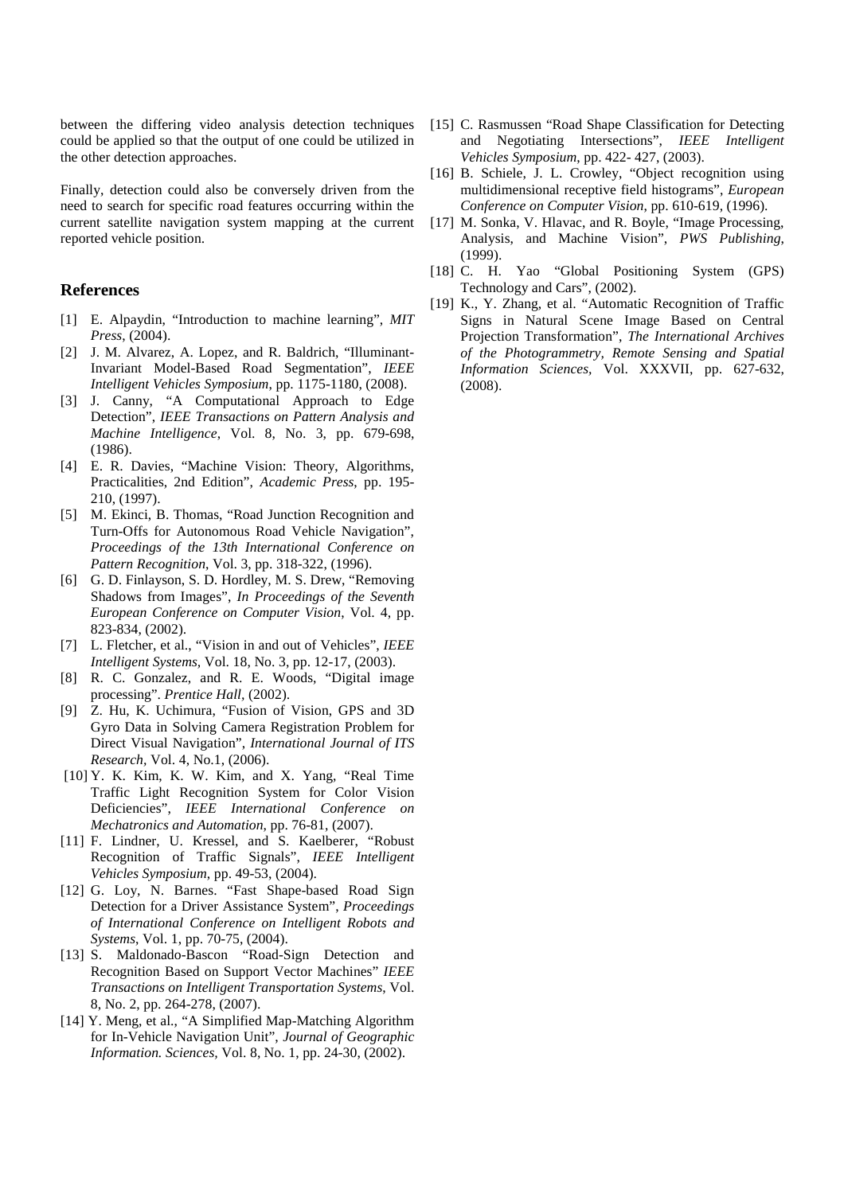between the differing video analysis detection techniques could be applied so that the output of one could be utilized in the other detection approaches.

Finally, detection could also be conversely driven from the need to search for specific road features occurring within the current satellite navigation system mapping at the current reported vehicle position.

## References

[1] E. Alpaydin, "Introduction to machine learning", *MIT Press*, (2004).

[2] J. M. Alvarez, A. Lopez, and R. Baldrich, "Illuminant-Invariant Model-Based Road Segmentation", *IEEE Intelligent Vehicles Symposium*, pp. 1175-1180, (2008).

[3] J. Canny, "A Computational Approach to Edge Detection", *IEEE Transactions on Pattern Analysis and Machine Intelligence*, Vol. 8, No. 3, pp. 679-698, (1986).

[4] E. R. Davies, "Machine Vision: Theory, Algorithms, Practicalities, 2nd Edition", *Academic Press*, pp. 195-210, (1997).

[5] M. Ekinci, B. Thomas, "Road Junction Recognition and Turn-Offs for Autonomous Road Vehicle Navigation", *Proceedings of the 13th International Conference on Pattern Recognition*, Vol. 3, pp. 318-322, (1996).

[6] G. D. Finlayson, S. D. Hordley, M. S. Drew, "Removing Shadows from Images", *In Proceedings of the Seventh European Conference on Computer Vision*, Vol. 4, pp. 823-834, (2002).

[7] L. Fletcher, et al., "Vision in and out of Vehicles", *IEEE Intelligent Systems*, Vol. 18, No. 3, pp. 12-17, (2003).

[8] R. C. Gonzalez, and R. E. Woods, "Digital image processing". *Prentice Hall*, (2002).

[9] Z. Hu, K. Uchimura, "Fusion of Vision, GPS and 3D Gyro Data in Solving Camera Registration Problem for Direct Visual Navigation", *International Journal of ITS Research*, Vol. 4, No.1, (2006).

[10] Y. K. Kim, K. W. Kim, and X. Yang, "Real Time Traffic Light Recognition System for Color Vision Deficiencies", *IEEE International Conference on Mechatronics and Automation*, pp. 76-81, (2007).

[11] F. Lindner, U. Kressel, and S. Kaelberer, "Robust Recognition of Traffic Signals", *IEEE Intelligent Vehicles Symposium*, pp. 49-53, (2004).

[12] G. Loy, N. Barnes. "Fast Shape-based Road Sign Detection for a Driver Assistance System", *Proceedings of International Conference on Intelligent Robots and Systems*, Vol. 1, pp. 70-75, (2004).

[13] S. Maldonado-Bascon "Road-Sign Detection and Recognition Based on Support Vector Machines" *IEEE Transactions on Intelligent Transportation Systems*, Vol. 8, No. 2, pp. 264-278, (2007).

[14] Y. Meng, et al., "A Simplified Map-Matching Algorithm for In-Vehicle Navigation Unit", *Journal of Geographic Information. Sciences*, Vol. 8, No. 1, pp. 24-30, (2002).

[15] C. Rasmussen "Road Shape Classification for Detecting and Negotiating Intersections", *IEEE Intelligent Vehicles Symposium*, pp. 422- 427, (2003).

[16] B. Schiele, J. L. Crowley, "Object recognition using multidimensional receptive field histograms", *European Conference on Computer Vision*, pp. 610-619, (1996).

[17] M. Sonka, V. Hlavac, and R. Boyle, "Image Processing, Analysis, and Machine Vision", *PWS Publishing*, (1999).

[18] C. H. Yao "Global Positioning System (GPS) Technology and Cars", (2002).

[19] K., Y. Zhang, et al. "Automatic Recognition of Traffic Signs in Natural Scene Image Based on Central Projection Transformation", *The International Archives of the Photogrammetry, Remote Sensing and Spatial Information Sciences*, Vol. XXXVII, pp. 627-632, (2008).